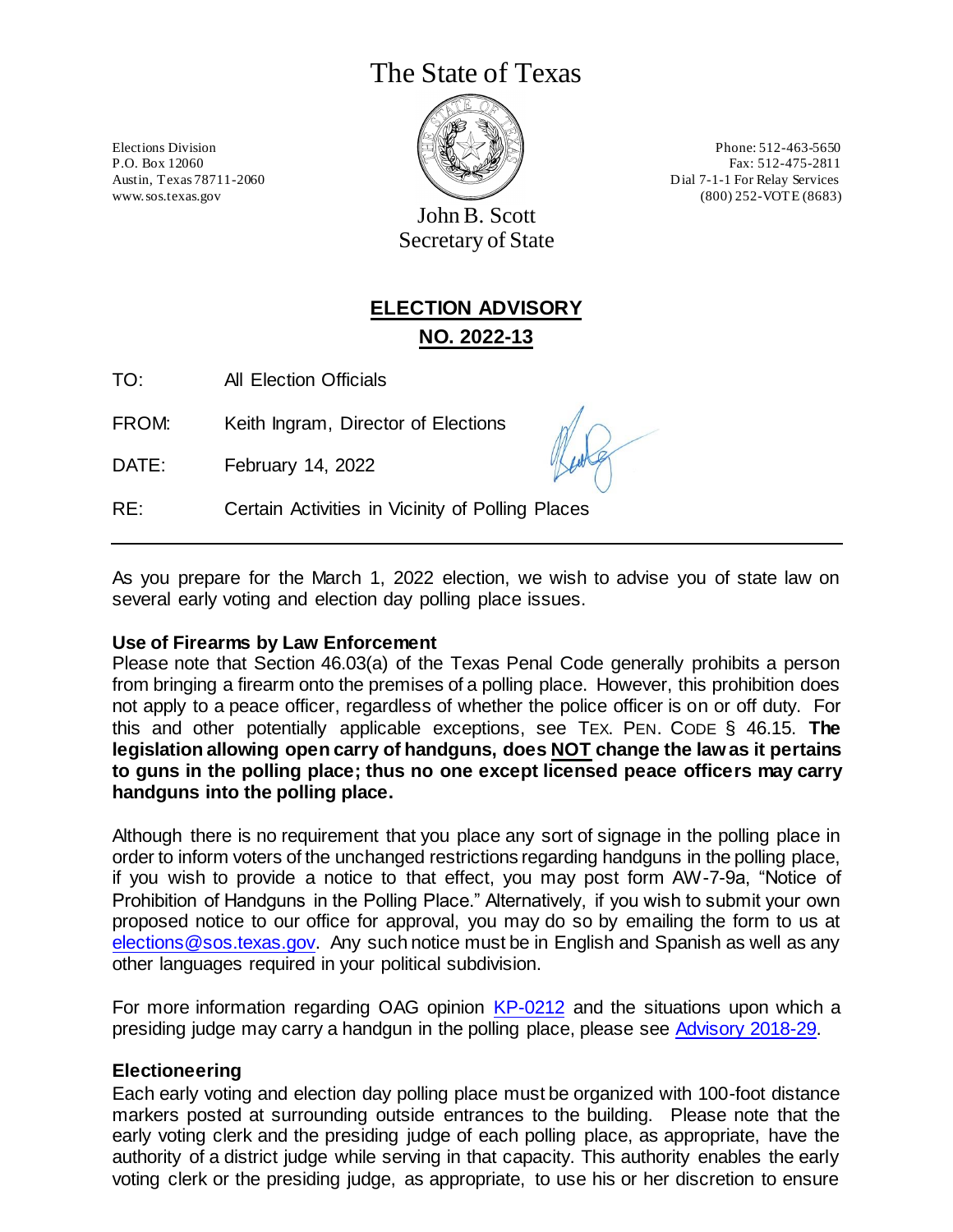# The State of Texas

Elections Division
P.O. Box 12060
Austin, Texas 78711-2060
www.sos.texas.gov

John B. Scott
Secretary of State

Phone: 512-463-5650
Fax: 512-475-2811
Dial 7-1-1 For Relay Services
(800) 252-VOTE (8683)

## ELECTION ADVISORY
## NO. 2022-13

TO: All Election Officials

FROM: Keith Ingram, Director of Elections

DATE: February 14, 2022

RE: Certain Activities in Vicinity of Polling Places

---

As you prepare for the March 1, 2022 election, we wish to advise you of state law on several early voting and election day polling place issues.

**Use of Firearms by Law Enforcement**

Please note that Section 46.03(a) of the Texas Penal Code generally prohibits a person from bringing a firearm onto the premises of a polling place. However, this prohibition does not apply to a peace officer, regardless of whether the police officer is on or off duty. For this and other potentially applicable exceptions, see TEX. PEN. CODE § 46.15. **The legislation allowing open carry of handguns, does NOT change the law as it pertains to guns in the polling place; thus no one except licensed peace officers may carry handguns into the polling place.**

Although there is no requirement that you place any sort of signage in the polling place in order to inform voters of the unchanged restrictions regarding handguns in the polling place, if you wish to provide a notice to that effect, you may post form AW-7-9a, "Notice of Prohibition of Handguns in the Polling Place." Alternatively, if you wish to submit your own proposed notice to our office for approval, you may do so by emailing the form to us at elections@sos.texas.gov. Any such notice must be in English and Spanish as well as any other languages required in your political subdivision.

For more information regarding OAG opinion KP-0212 and the situations upon which a presiding judge may carry a handgun in the polling place, please see Advisory 2018-29.

**Electioneering**

Each early voting and election day polling place must be organized with 100-foot distance markers posted at surrounding outside entrances to the building. Please note that the early voting clerk and the presiding judge of each polling place, as appropriate, have the authority of a district judge while serving in that capacity. This authority enables the early voting clerk or the presiding judge, as appropriate, to use his or her discretion to ensure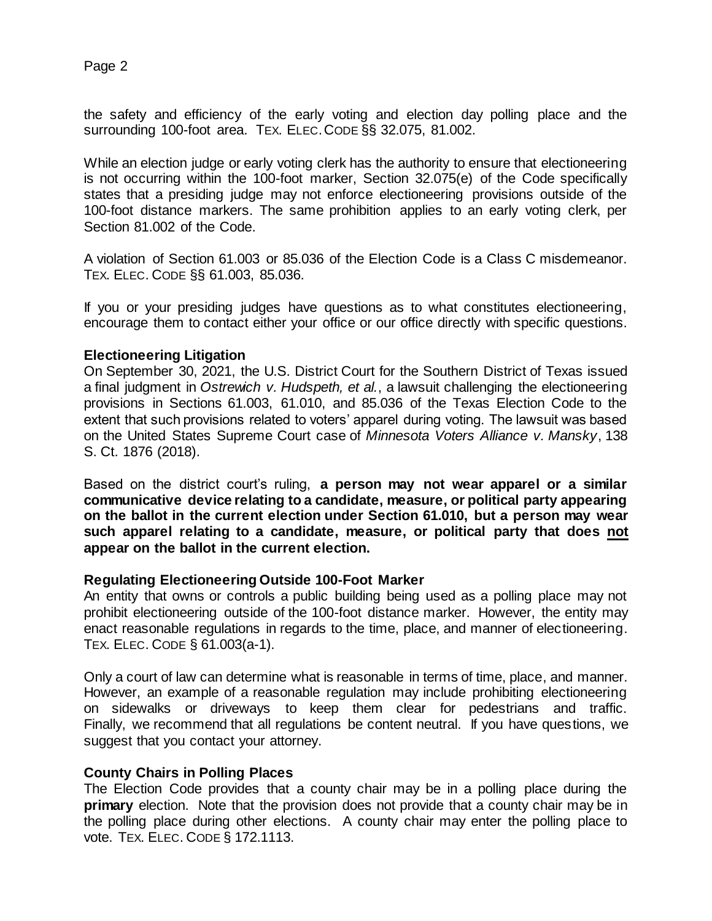the safety and efficiency of the early voting and election day polling place and the surrounding 100-foot area. TEX. ELEC. CODE §§ 32.075, 81.002.

While an election judge or early voting clerk has the authority to ensure that electioneering is not occurring within the 100-foot marker, Section 32.075(e) of the Code specifically states that a presiding judge may not enforce electioneering provisions outside of the 100-foot distance markers. The same prohibition applies to an early voting clerk, per Section 81.002 of the Code.

A violation of Section 61.003 or 85.036 of the Election Code is a Class C misdemeanor. TEX. ELEC. CODE §§ 61.003, 85.036.

If you or your presiding judges have questions as to what constitutes electioneering, encourage them to contact either your office or our office directly with specific questions.

**Electioneering Litigation**

On September 30, 2021, the U.S. District Court for the Southern District of Texas issued a final judgment in *Ostrewich v. Hudspeth, et al.*, a lawsuit challenging the electioneering provisions in Sections 61.003, 61.010, and 85.036 of the Texas Election Code to the extent that such provisions related to voters' apparel during voting. The lawsuit was based on the United States Supreme Court case of *Minnesota Voters Alliance v. Mansky*, 138 S. Ct. 1876 (2018).

Based on the district court's ruling, **a person may not wear apparel or a similar communicative device relating to a candidate, measure, or political party appearing on the ballot in the current election under Section 61.010, but a person may wear such apparel relating to a candidate, measure, or political party that does <u>not</u> appear on the ballot in the current election.**

**Regulating Electioneering Outside 100-Foot Marker**

An entity that owns or controls a public building being used as a polling place may not prohibit electioneering outside of the 100-foot distance marker. However, the entity may enact reasonable regulations in regards to the time, place, and manner of electioneering. TEX. ELEC. CODE § 61.003(a-1).

Only a court of law can determine what is reasonable in terms of time, place, and manner. However, an example of a reasonable regulation may include prohibiting electioneering on sidewalks or driveways to keep them clear for pedestrians and traffic. Finally, we recommend that all regulations be content neutral. If you have questions, we suggest that you contact your attorney.

**County Chairs in Polling Places**

The Election Code provides that a county chair may be in a polling place during the **primary** election. Note that the provision does not provide that a county chair may be in the polling place during other elections. A county chair may enter the polling place to vote. TEX. ELEC. CODE § 172.1113.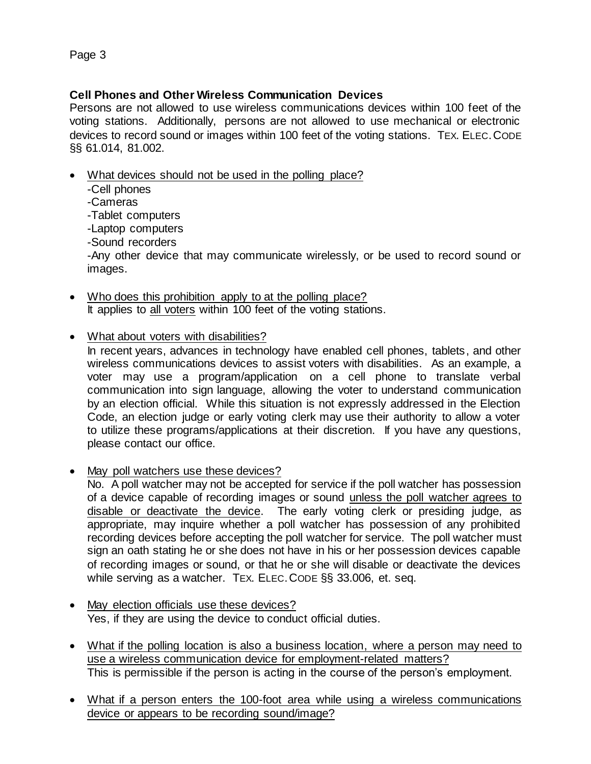**Cell Phones and Other Wireless Communication Devices**

Persons are not allowed to use wireless communications devices within 100 feet of the voting stations. Additionally, persons are not allowed to use mechanical or electronic devices to record sound or images within 100 feet of the voting stations. TEX. ELEC. CODE §§ 61.014, 81.002.

- What devices should not be used in the polling place?
  -Cell phones
  -Cameras
  -Tablet computers
  -Laptop computers
  -Sound recorders
  -Any other device that may communicate wirelessly, or be used to record sound or images.

- Who does this prohibition apply to at the polling place?
  It applies to all voters within 100 feet of the voting stations.

- What about voters with disabilities?
  In recent years, advances in technology have enabled cell phones, tablets, and other wireless communications devices to assist voters with disabilities. As an example, a voter may use a program/application on a cell phone to translate verbal communication into sign language, allowing the voter to understand communication by an election official. While this situation is not expressly addressed in the Election Code, an election judge or early voting clerk may use their authority to allow a voter to utilize these programs/applications at their discretion. If you have any questions, please contact our office.

- May poll watchers use these devices?
  No. A poll watcher may not be accepted for service if the poll watcher has possession of a device capable of recording images or sound unless the poll watcher agrees to disable or deactivate the device. The early voting clerk or presiding judge, as appropriate, may inquire whether a poll watcher has possession of any prohibited recording devices before accepting the poll watcher for service. The poll watcher must sign an oath stating he or she does not have in his or her possession devices capable of recording images or sound, or that he or she will disable or deactivate the devices while serving as a watcher. TEX. ELEC. CODE §§ 33.006, et. seq.

- May election officials use these devices?
  Yes, if they are using the device to conduct official duties.

- What if the polling location is also a business location, where a person may need to use a wireless communication device for employment-related matters?
  This is permissible if the person is acting in the course of the person's employment.

- What if a person enters the 100-foot area while using a wireless communications device or appears to be recording sound/image?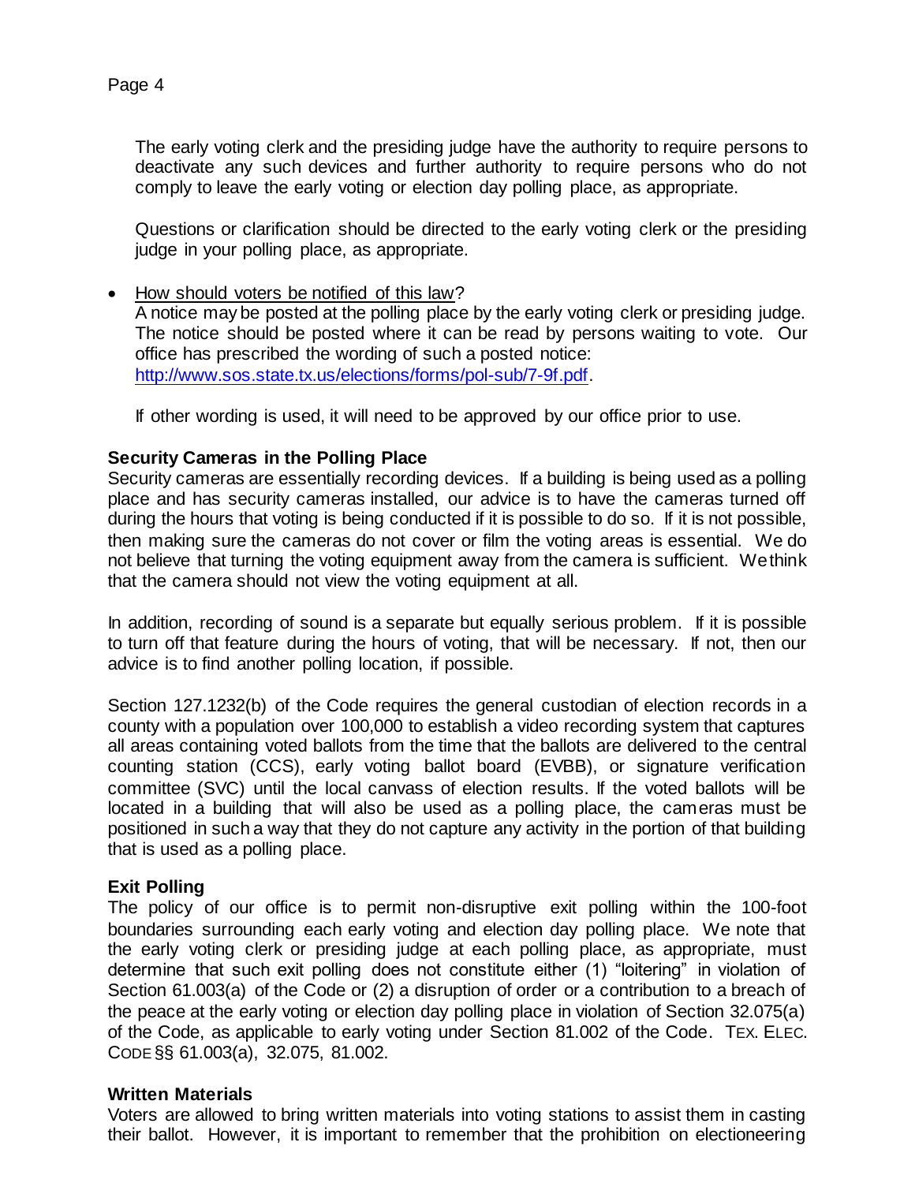The early voting clerk and the presiding judge have the authority to require persons to deactivate any such devices and further authority to require persons who do not comply to leave the early voting or election day polling place, as appropriate.

Questions or clarification should be directed to the early voting clerk or the presiding judge in your polling place, as appropriate.

- How should voters be notified of this law?
A notice may be posted at the polling place by the early voting clerk or presiding judge. The notice should be posted where it can be read by persons waiting to vote. Our office has prescribed the wording of such a posted notice: http://www.sos.state.tx.us/elections/forms/pol-sub/7-9f.pdf.

  If other wording is used, it will need to be approved by our office prior to use.

**Security Cameras in the Polling Place**

Security cameras are essentially recording devices. If a building is being used as a polling place and has security cameras installed, our advice is to have the cameras turned off during the hours that voting is being conducted if it is possible to do so. If it is not possible, then making sure the cameras do not cover or film the voting areas is essential. We do not believe that turning the voting equipment away from the camera is sufficient. We think that the camera should not view the voting equipment at all.

In addition, recording of sound is a separate but equally serious problem. If it is possible to turn off that feature during the hours of voting, that will be necessary. If not, then our advice is to find another polling location, if possible.

Section 127.1232(b) of the Code requires the general custodian of election records in a county with a population over 100,000 to establish a video recording system that captures all areas containing voted ballots from the time that the ballots are delivered to the central counting station (CCS), early voting ballot board (EVBB), or signature verification committee (SVC) until the local canvass of election results. If the voted ballots will be located in a building that will also be used as a polling place, the cameras must be positioned in such a way that they do not capture any activity in the portion of that building that is used as a polling place.

**Exit Polling**

The policy of our office is to permit non-disruptive exit polling within the 100-foot boundaries surrounding each early voting and election day polling place. We note that the early voting clerk or presiding judge at each polling place, as appropriate, must determine that such exit polling does not constitute either (1) "loitering" in violation of Section 61.003(a) of the Code or (2) a disruption of order or a contribution to a breach of the peace at the early voting or election day polling place in violation of Section 32.075(a) of the Code, as applicable to early voting under Section 81.002 of the Code. TEX. ELEC. CODE §§ 61.003(a), 32.075, 81.002.

**Written Materials**

Voters are allowed to bring written materials into voting stations to assist them in casting their ballot. However, it is important to remember that the prohibition on electioneering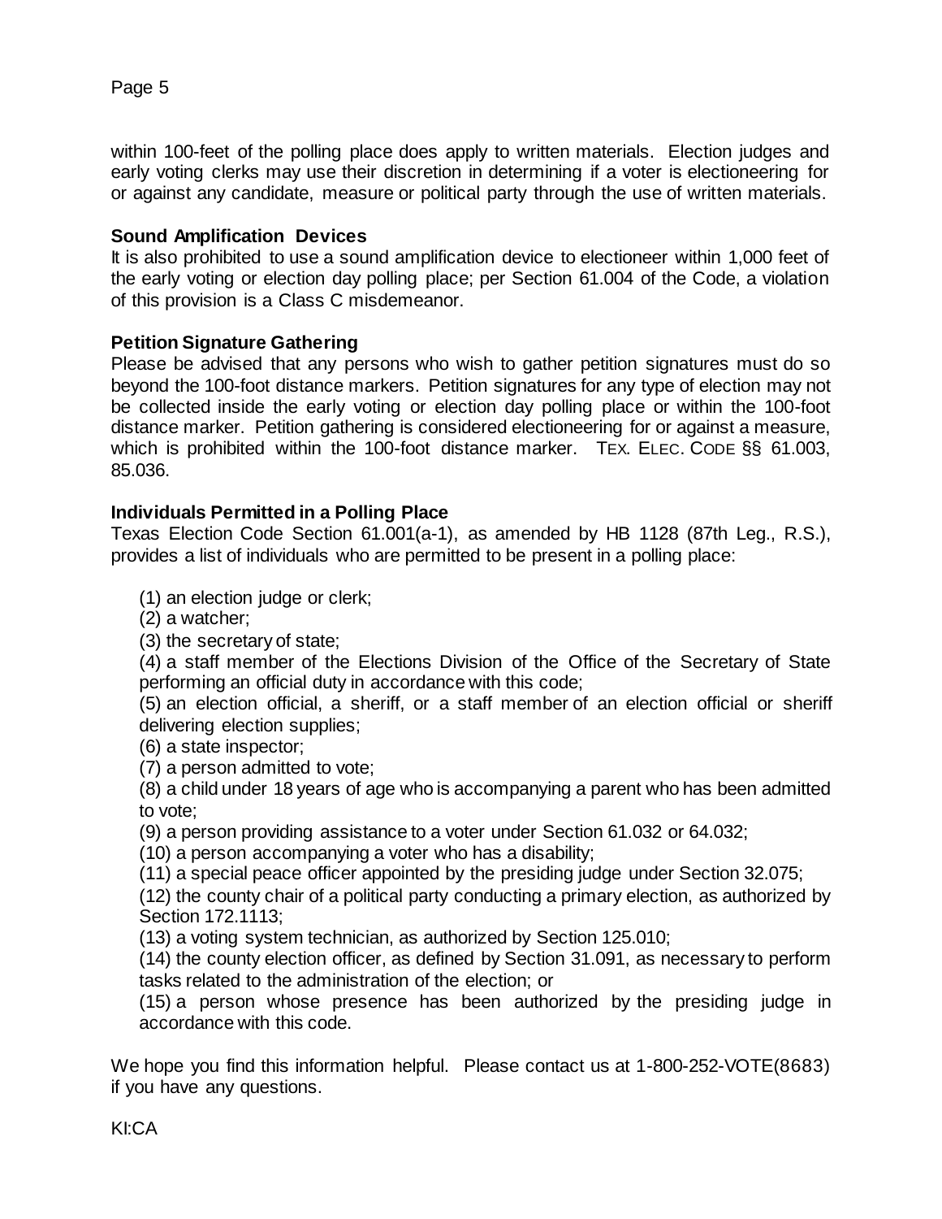within 100-feet of the polling place does apply to written materials. Election judges and early voting clerks may use their discretion in determining if a voter is electioneering for or against any candidate, measure or political party through the use of written materials.

**Sound Amplification Devices**

It is also prohibited to use a sound amplification device to electioneer within 1,000 feet of the early voting or election day polling place; per Section 61.004 of the Code, a violation of this provision is a Class C misdemeanor.

**Petition Signature Gathering**

Please be advised that any persons who wish to gather petition signatures must do so beyond the 100-foot distance markers. Petition signatures for any type of election may not be collected inside the early voting or election day polling place or within the 100-foot distance marker. Petition gathering is considered electioneering for or against a measure, which is prohibited within the 100-foot distance marker. TEX. ELEC. CODE §§ 61.003, 85.036.

**Individuals Permitted in a Polling Place**

Texas Election Code Section 61.001(a-1), as amended by HB 1128 (87th Leg., R.S.), provides a list of individuals who are permitted to be present in a polling place:

(1) an election judge or clerk;
(2) a watcher;
(3) the secretary of state;
(4) a staff member of the Elections Division of the Office of the Secretary of State performing an official duty in accordance with this code;
(5) an election official, a sheriff, or a staff member of an election official or sheriff delivering election supplies;
(6) a state inspector;
(7) a person admitted to vote;
(8) a child under 18 years of age who is accompanying a parent who has been admitted to vote;
(9) a person providing assistance to a voter under Section 61.032 or 64.032;
(10) a person accompanying a voter who has a disability;
(11) a special peace officer appointed by the presiding judge under Section 32.075;
(12) the county chair of a political party conducting a primary election, as authorized by Section 172.1113;
(13) a voting system technician, as authorized by Section 125.010;
(14) the county election officer, as defined by Section 31.091, as necessary to perform tasks related to the administration of the election; or
(15) a person whose presence has been authorized by the presiding judge in accordance with this code.

We hope you find this information helpful. Please contact us at 1-800-252-VOTE(8683) if you have any questions.

KI:CA